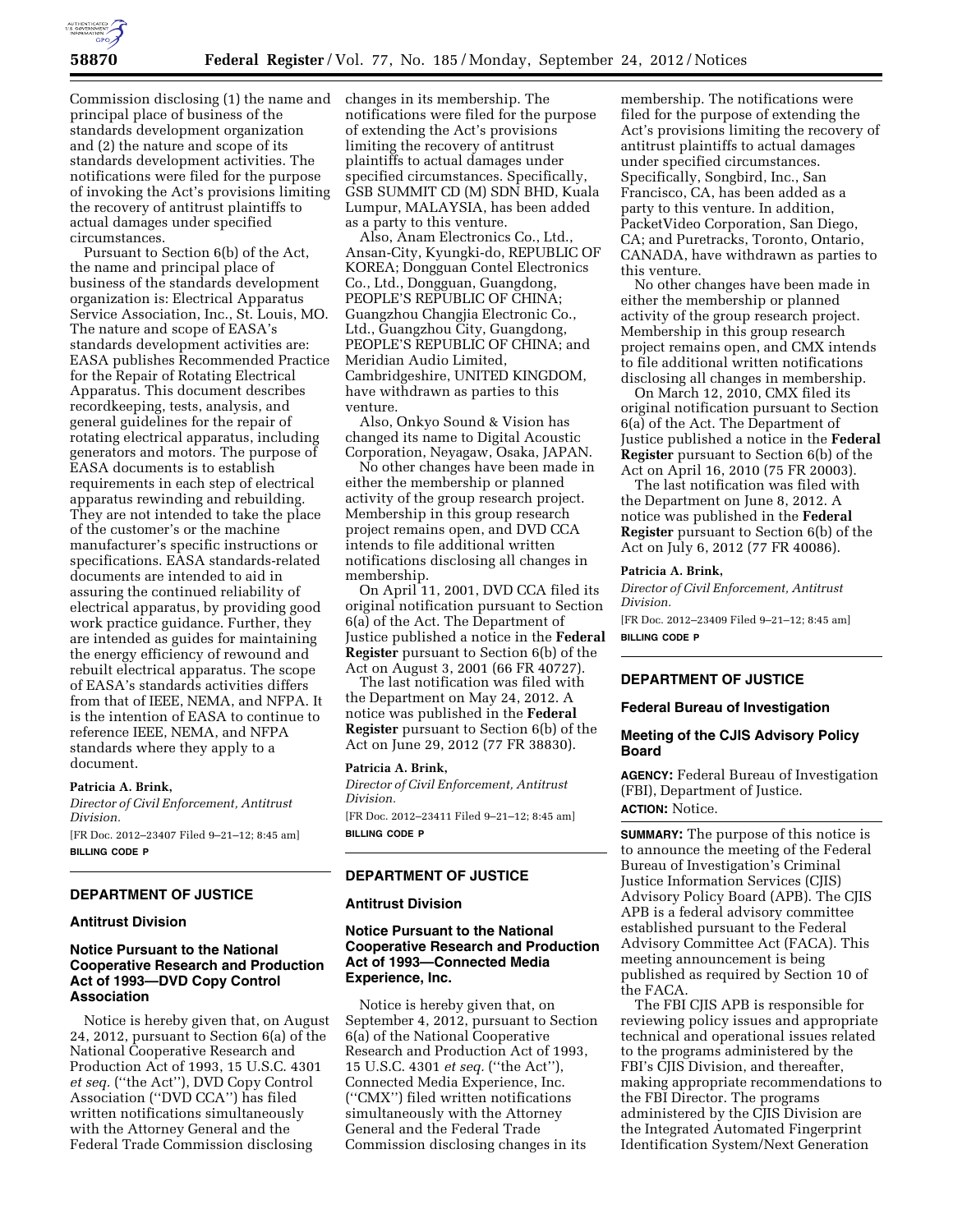Commission disclosing (1) the name and principal place of business of the standards development organization and (2) the nature and scope of its standards development activities. The notifications were filed for the purpose of invoking the Act's provisions limiting the recovery of antitrust plaintiffs to actual damages under specified circumstances.

Pursuant to Section 6(b) of the Act, the name and principal place of business of the standards development organization is: Electrical Apparatus Service Association, Inc., St. Louis, MO. The nature and scope of EASA's standards development activities are: EASA publishes Recommended Practice for the Repair of Rotating Electrical Apparatus. This document describes recordkeeping, tests, analysis, and general guidelines for the repair of rotating electrical apparatus, including generators and motors. The purpose of EASA documents is to establish requirements in each step of electrical apparatus rewinding and rebuilding. They are not intended to take the place of the customer's or the machine manufacturer's specific instructions or specifications. EASA standards-related documents are intended to aid in assuring the continued reliability of electrical apparatus, by providing good work practice guidance. Further, they are intended as guides for maintaining the energy efficiency of rewound and rebuilt electrical apparatus. The scope of EASA's standards activities differs from that of IEEE, NEMA, and NFPA. It is the intention of EASA to continue to reference IEEE, NEMA, and NFPA standards where they apply to a document.

**Patricia A. Brink,**

*Director of Civil Enforcement, Antitrust Division.*

[FR Doc. 2012–23407 Filed 9–21–12; 8:45 am]

**BILLING CODE P**

## DEPARTMENT OF JUSTICE

### Antitrust Division

### Notice Pursuant to the National Cooperative Research and Production Act of 1993—DVD Copy Control Association

Notice is hereby given that, on August 24, 2012, pursuant to Section 6(a) of the National Cooperative Research and Production Act of 1993, 15 U.S.C. 4301 *et seq.* (''the Act''), DVD Copy Control Association (''DVD CCA'') has filed written notifications simultaneously with the Attorney General and the Federal Trade Commission disclosing changes in its membership. The notifications were filed for the purpose of extending the Act's provisions limiting the recovery of antitrust plaintiffs to actual damages under specified circumstances. Specifically, GSB SUMMIT CD (M) SDN BHD, Kuala Lumpur, MALAYSIA, has been added as a party to this venture.

Also, Anam Electronics Co., Ltd., Ansan-City, Kyungki-do, REPUBLIC OF KOREA; Dongguan Contel Electronics Co., Ltd., Dongguan, Guangdong, PEOPLE'S REPUBLIC OF CHINA; Guangzhou Changjia Electronic Co., Ltd., Guangzhou City, Guangdong, PEOPLE'S REPUBLIC OF CHINA; and Meridian Audio Limited, Cambridgeshire, UNITED KINGDOM, have withdrawn as parties to this venture.

Also, Onkyo Sound & Vision has changed its name to Digital Acoustic Corporation, Neyagaw, Osaka, JAPAN.

No other changes have been made in either the membership or planned activity of the group research project. Membership in this group research project remains open, and DVD CCA intends to file additional written notifications disclosing all changes in membership.

On April 11, 2001, DVD CCA filed its original notification pursuant to Section 6(a) of the Act. The Department of Justice published a notice in the **Federal Register** pursuant to Section 6(b) of the Act on August 3, 2001 (66 FR 40727).

The last notification was filed with the Department on May 24, 2012. A notice was published in the **Federal Register** pursuant to Section 6(b) of the Act on June 29, 2012 (77 FR 38830).

**Patricia A. Brink,**

*Director of Civil Enforcement, Antitrust Division.*

[FR Doc. 2012–23411 Filed 9–21–12; 8:45 am]

**BILLING CODE P**

## DEPARTMENT OF JUSTICE

### Antitrust Division

### Notice Pursuant to the National Cooperative Research and Production Act of 1993—Connected Media Experience, Inc.

Notice is hereby given that, on September 4, 2012, pursuant to Section 6(a) of the National Cooperative Research and Production Act of 1993, 15 U.S.C. 4301 *et seq.* (''the Act''), Connected Media Experience, Inc. (''CMX'') filed written notifications simultaneously with the Attorney General and the Federal Trade Commission disclosing changes in its membership. The notifications were filed for the purpose of extending the Act's provisions limiting the recovery of antitrust plaintiffs to actual damages under specified circumstances. Specifically, Songbird, Inc., San Francisco, CA, has been added as a party to this venture. In addition, PacketVideo Corporation, San Diego, CA; and Puretracks, Toronto, Ontario, CANADA, have withdrawn as parties to this venture.

No other changes have been made in either the membership or planned activity of the group research project. Membership in this group research project remains open, and CMX intends to file additional written notifications disclosing all changes in membership.

On March 12, 2010, CMX filed its original notification pursuant to Section 6(a) of the Act. The Department of Justice published a notice in the **Federal Register** pursuant to Section 6(b) of the Act on April 16, 2010 (75 FR 20003).

The last notification was filed with the Department on June 8, 2012. A notice was published in the **Federal Register** pursuant to Section 6(b) of the Act on July 6, 2012 (77 FR 40086).

**Patricia A. Brink,**

*Director of Civil Enforcement, Antitrust Division.*

[FR Doc. 2012–23409 Filed 9–21–12; 8:45 am]

**BILLING CODE P**

## DEPARTMENT OF JUSTICE

### Federal Bureau of Investigation

### Meeting of the CJIS Advisory Policy Board

**AGENCY:** Federal Bureau of Investigation (FBI), Department of Justice.

**ACTION:** Notice.

**SUMMARY:** The purpose of this notice is to announce the meeting of the Federal Bureau of Investigation's Criminal Justice Information Services (CJIS) Advisory Policy Board (APB). The CJIS APB is a federal advisory committee established pursuant to the Federal Advisory Committee Act (FACA). This meeting announcement is being published as required by Section 10 of the FACA.

The FBI CJIS APB is responsible for reviewing policy issues and appropriate technical and operational issues related to the programs administered by the FBI's CJIS Division, and thereafter, making appropriate recommendations to the FBI Director. The programs administered by the CJIS Division are the Integrated Automated Fingerprint Identification System/Next Generation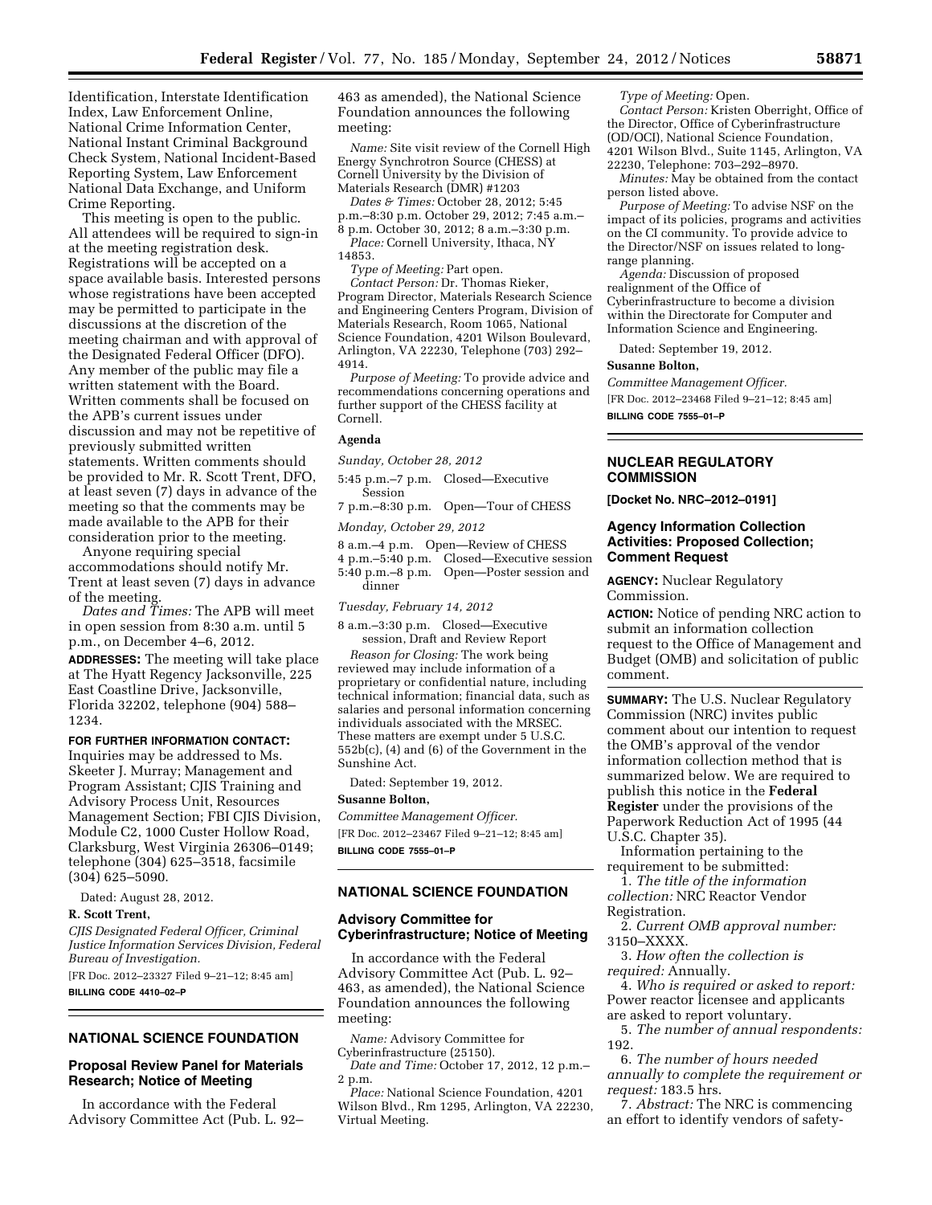Identification, Interstate Identification Index, Law Enforcement Online, National Crime Information Center, National Instant Criminal Background Check System, National Incident-Based Reporting System, Law Enforcement National Data Exchange, and Uniform Crime Reporting.

This meeting is open to the public. All attendees will be required to sign-in at the meeting registration desk. Registrations will be accepted on a space available basis. Interested persons whose registrations have been accepted may be permitted to participate in the discussions at the discretion of the meeting chairman and with approval of the Designated Federal Officer (DFO). Any member of the public may file a written statement with the Board. Written comments shall be focused on the APB's current issues under discussion and may not be repetitive of previously submitted written statements. Written comments should be provided to Mr. R. Scott Trent, DFO, at least seven (7) days in advance of the meeting so that the comments may be made available to the APB for their consideration prior to the meeting.

Anyone requiring special accommodations should notify Mr. Trent at least seven (7) days in advance of the meeting.

*Dates and Times:* The APB will meet in open session from 8:30 a.m. until 5 p.m., on December 4–6, 2012.

**ADDRESSES:** The meeting will take place at The Hyatt Regency Jacksonville, 225 East Coastline Drive, Jacksonville, Florida 32202, telephone (904) 588–1234.

**FOR FURTHER INFORMATION CONTACT:** Inquiries may be addressed to Ms. Skeeter J. Murray; Management and Program Assistant; CJIS Training and Advisory Process Unit, Resources Management Section; FBI CJIS Division, Module C2, 1000 Custer Hollow Road, Clarksburg, West Virginia 26306–0149; telephone (304) 625–3518, facsimile (304) 625–5090.

Dated: August 28, 2012.

**R. Scott Trent,**

*CJIS Designated Federal Officer, Criminal Justice Information Services Division, Federal Bureau of Investigation.*

[FR Doc. 2012–23327 Filed 9–21–12; 8:45 am]

**BILLING CODE 4410–02–P**

## NATIONAL SCIENCE FOUNDATION

### Proposal Review Panel for Materials Research; Notice of Meeting

In accordance with the Federal Advisory Committee Act (Pub. L. 92–463 as amended), the National Science Foundation announces the following meeting:

*Name:* Site visit review of the Cornell High Energy Synchrotron Source (CHESS) at Cornell University by the Division of Materials Research (DMR) #1203

*Dates & Times:* October 28, 2012; 5:45 p.m.–8:30 p.m. October 29, 2012; 7:45 a.m.–8 p.m. October 30, 2012; 8 a.m.–3:30 p.m.

*Place:* Cornell University, Ithaca, NY 14853.

*Type of Meeting:* Part open.

*Contact Person:* Dr. Thomas Rieker, Program Director, Materials Research Science and Engineering Centers Program, Division of Materials Research, Room 1065, National Science Foundation, 4201 Wilson Boulevard, Arlington, VA 22230, Telephone (703) 292–4914.

*Purpose of Meeting:* To provide advice and recommendations concerning operations and further support of the CHESS facility at Cornell.

#### Agenda

*Sunday, October 28, 2012*

5:45 p.m.–7 p.m. Closed—Executive Session
7 p.m.–8:30 p.m. Open—Tour of CHESS

*Monday, October 29, 2012*

8 a.m.–4 p.m. Open—Review of CHESS
4 p.m.–5:40 p.m. Closed—Executive session
5:40 p.m.–8 p.m. Open—Poster session and dinner

*Tuesday, February 14, 2012*

8 a.m.–3:30 p.m. Closed—Executive session, Draft and Review Report

*Reason for Closing:* The work being reviewed may include information of a proprietary or confidential nature, including technical information; financial data, such as salaries and personal information concerning individuals associated with the MRSEC. These matters are exempt under 5 U.S.C. 552b(c), (4) and (6) of the Government in the Sunshine Act.

Dated: September 19, 2012.

**Susanne Bolton,**

*Committee Management Officer.*

[FR Doc. 2012–23467 Filed 9–21–12; 8:45 am]

**BILLING CODE 7555–01–P**

## NATIONAL SCIENCE FOUNDATION

### Advisory Committee for Cyberinfrastructure; Notice of Meeting

In accordance with the Federal Advisory Committee Act (Pub. L. 92–463, as amended), the National Science Foundation announces the following meeting:

*Name:* Advisory Committee for Cyberinfrastructure (25150).

*Date and Time:* October 17, 2012, 12 p.m.–2 p.m.

*Place:* National Science Foundation, 4201 Wilson Blvd., Rm 1295, Arlington, VA 22230, Virtual Meeting.

*Type of Meeting:* Open.

*Contact Person:* Kristen Oberright, Office of the Director, Office of Cyberinfrastructure (OD/OCI), National Science Foundation, 4201 Wilson Blvd., Suite 1145, Arlington, VA 22230, Telephone: 703–292–8970.

*Minutes:* May be obtained from the contact person listed above.

*Purpose of Meeting:* To advise NSF on the impact of its policies, programs and activities on the CI community. To provide advice to the Director/NSF on issues related to long-range planning.

*Agenda:* Discussion of proposed realignment of the Office of Cyberinfrastructure to become a division within the Directorate for Computer and Information Science and Engineering.

Dated: September 19, 2012.

**Susanne Bolton,**

*Committee Management Officer.*

[FR Doc. 2012–23468 Filed 9–21–12; 8:45 am]

**BILLING CODE 7555–01–P**

## NUCLEAR REGULATORY COMMISSION

**[Docket No. NRC–2012–0191]**

### Agency Information Collection Activities: Proposed Collection; Comment Request

**AGENCY:** Nuclear Regulatory Commission.

**ACTION:** Notice of pending NRC action to submit an information collection request to the Office of Management and Budget (OMB) and solicitation of public comment.

**SUMMARY:** The U.S. Nuclear Regulatory Commission (NRC) invites public comment about our intention to request the OMB's approval of the vendor information collection method that is summarized below. We are required to publish this notice in the **Federal Register** under the provisions of the Paperwork Reduction Act of 1995 (44 U.S.C. Chapter 35).

Information pertaining to the requirement to be submitted:

1. *The title of the information collection:* NRC Reactor Vendor Registration.
2. *Current OMB approval number:* 3150–XXXX.
3. *How often the collection is required:* Annually.
4. *Who is required or asked to report:* Power reactor licensee and applicants are asked to report voluntary.
5. *The number of annual respondents:* 192.
6. *The number of hours needed annually to complete the requirement or request:* 183.5 hrs.
7. *Abstract:* The NRC is commencing an effort to identify vendors of safety-